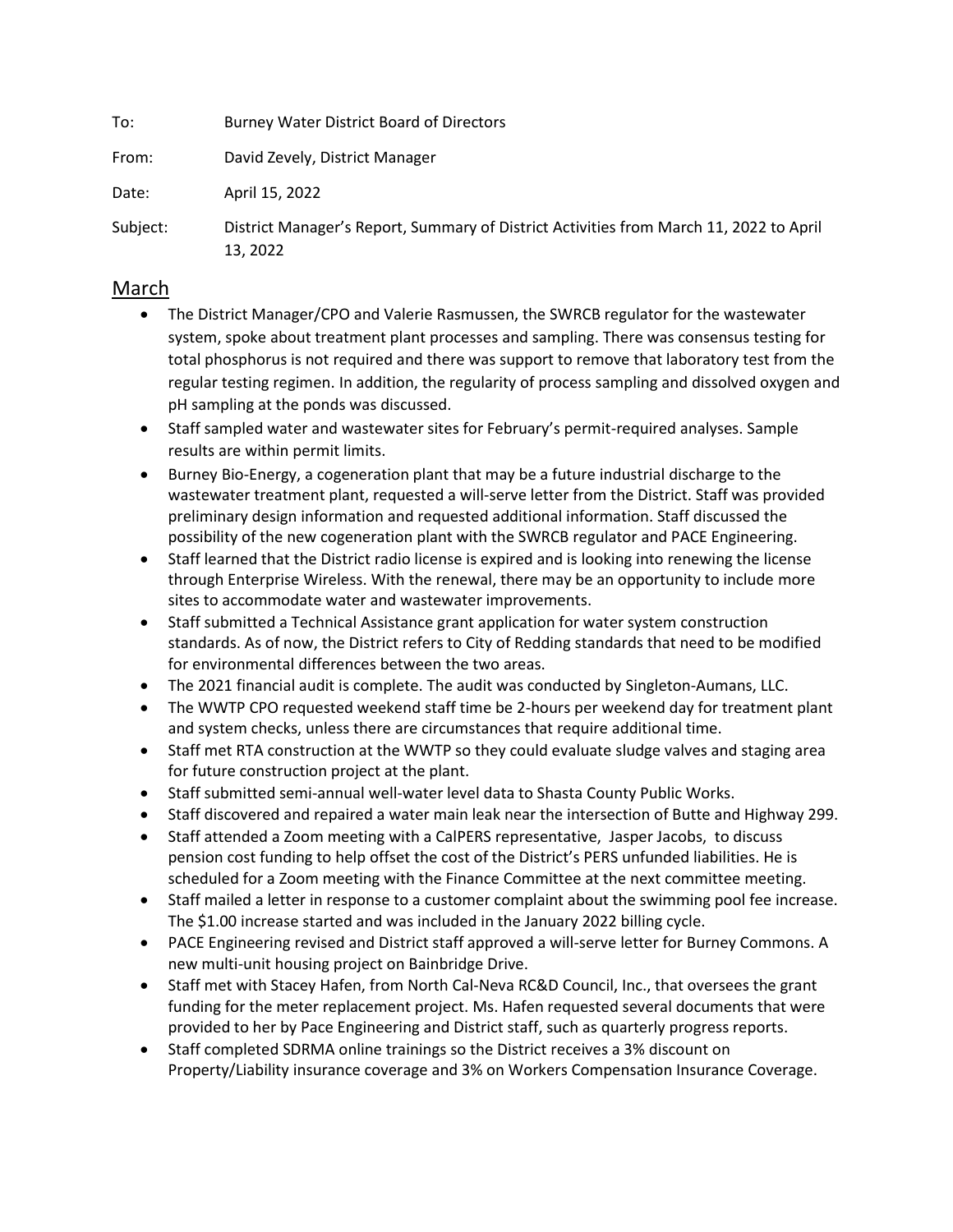To: Burney Water District Board of Directors

From: David Zevely, District Manager

Date: April 15, 2022

Subject: District Manager's Report, Summary of District Activities from March 11, 2022 to April 13, 2022

## March

- The District Manager/CPO and Valerie Rasmussen, the SWRCB regulator for the wastewater system, spoke about treatment plant processes and sampling. There was consensus testing for total phosphorus is not required and there was support to remove that laboratory test from the regular testing regimen. In addition, the regularity of process sampling and dissolved oxygen and pH sampling at the ponds was discussed.
- Staff sampled water and wastewater sites for February's permit-required analyses. Sample results are within permit limits.
- Burney Bio-Energy, a cogeneration plant that may be a future industrial discharge to the wastewater treatment plant, requested a will-serve letter from the District. Staff was provided preliminary design information and requested additional information. Staff discussed the possibility of the new cogeneration plant with the SWRCB regulator and PACE Engineering.
- Staff learned that the District radio license is expired and is looking into renewing the license through Enterprise Wireless. With the renewal, there may be an opportunity to include more sites to accommodate water and wastewater improvements.
- Staff submitted a Technical Assistance grant application for water system construction standards. As of now, the District refers to City of Redding standards that need to be modified for environmental differences between the two areas.
- The 2021 financial audit is complete. The audit was conducted by Singleton-Aumans, LLC.
- The WWTP CPO requested weekend staff time be 2-hours per weekend day for treatment plant and system checks, unless there are circumstances that require additional time.
- Staff met RTA construction at the WWTP so they could evaluate sludge valves and staging area for future construction project at the plant.
- Staff submitted semi-annual well-water level data to Shasta County Public Works.
- Staff discovered and repaired a water main leak near the intersection of Butte and Highway 299.
- Staff attended a Zoom meeting with a CalPERS representative, Jasper Jacobs, to discuss pension cost funding to help offset the cost of the District's PERS unfunded liabilities. He is scheduled for a Zoom meeting with the Finance Committee at the next committee meeting.
- Staff mailed a letter in response to a customer complaint about the swimming pool fee increase. The $1.00 increase started and was included in the January 2022 billing cycle.
- PACE Engineering revised and District staff approved a will-serve letter for Burney Commons. A new multi-unit housing project on Bainbridge Drive.
- Staff met with Stacey Hafen, from North Cal-Neva RC&D Council, Inc., that oversees the grant funding for the meter replacement project. Ms. Hafen requested several documents that were provided to her by Pace Engineering and District staff, such as quarterly progress reports.
- Staff completed SDRMA online trainings so the District receives a 3% discount on Property/Liability insurance coverage and 3% on Workers Compensation Insurance Coverage.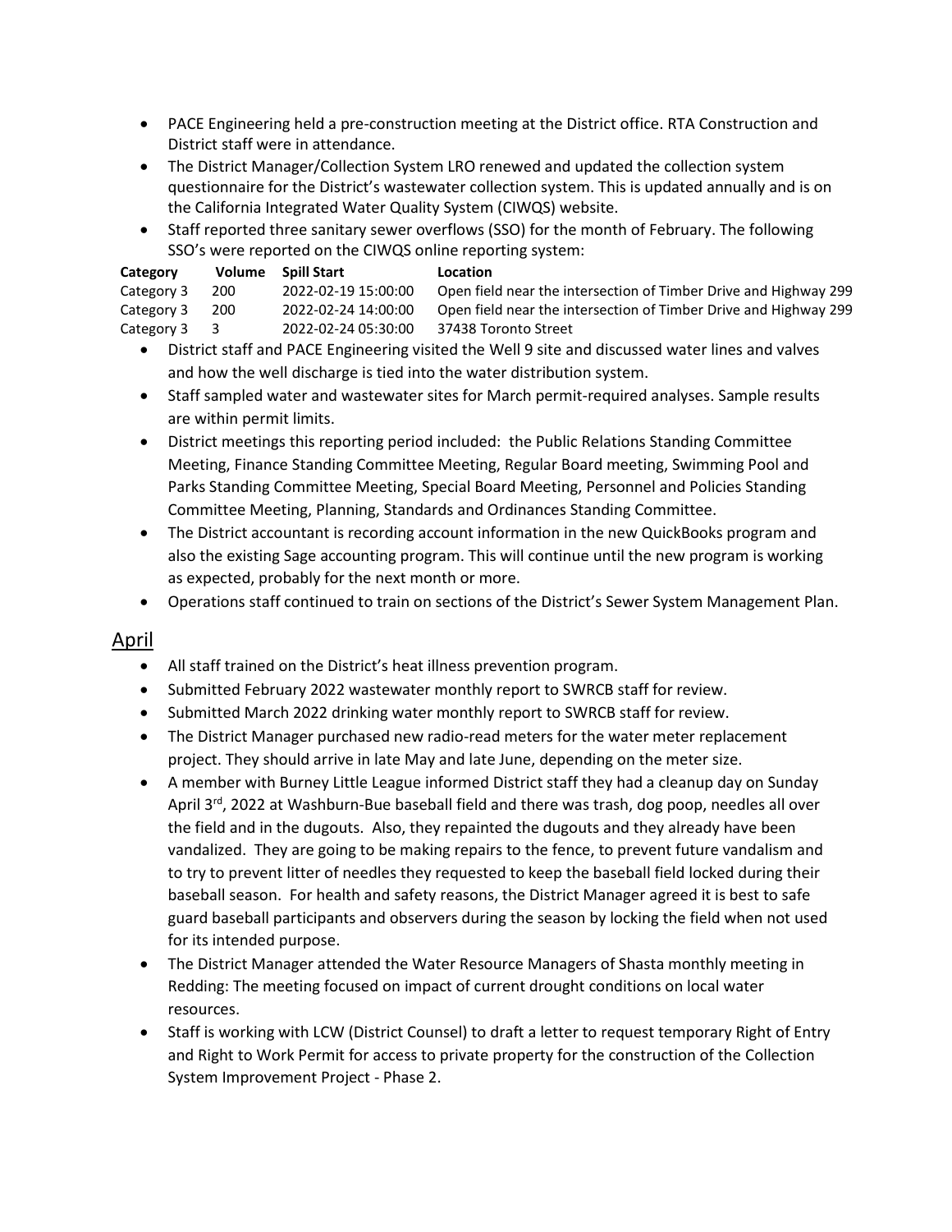- PACE Engineering held a pre-construction meeting at the District office. RTA Construction and District staff were in attendance.
- The District Manager/Collection System LRO renewed and updated the collection system questionnaire for the District's wastewater collection system. This is updated annually and is on the California Integrated Water Quality System (CIWQS) website.
- Staff reported three sanitary sewer overflows (SSO) for the month of February. The following SSO's were reported on the CIWQS online reporting system:

| Category | Volume | Spill Start | Location |
|---|---|---|---|
| Category 3 | 200 | 2022-02-19 15:00:00 | Open field near the intersection of Timber Drive and Highway 299 |
| Category 3 | 200 | 2022-02-24 14:00:00 | Open field near the intersection of Timber Drive and Highway 299 |
| Category 3 | 3 | 2022-02-24 05:30:00 | 37438 Toronto Street |

- District staff and PACE Engineering visited the Well 9 site and discussed water lines and valves and how the well discharge is tied into the water distribution system.
- Staff sampled water and wastewater sites for March permit-required analyses. Sample results are within permit limits.
- District meetings this reporting period included: the Public Relations Standing Committee Meeting, Finance Standing Committee Meeting, Regular Board meeting, Swimming Pool and Parks Standing Committee Meeting, Special Board Meeting, Personnel and Policies Standing Committee Meeting, Planning, Standards and Ordinances Standing Committee.
- The District accountant is recording account information in the new QuickBooks program and also the existing Sage accounting program. This will continue until the new program is working as expected, probably for the next month or more.
- Operations staff continued to train on sections of the District's Sewer System Management Plan.

## April

- All staff trained on the District's heat illness prevention program.
- Submitted February 2022 wastewater monthly report to SWRCB staff for review.
- Submitted March 2022 drinking water monthly report to SWRCB staff for review.
- The District Manager purchased new radio-read meters for the water meter replacement project. They should arrive in late May and late June, depending on the meter size.
- A member with Burney Little League informed District staff they had a cleanup day on Sunday April 3rd, 2022 at Washburn-Bue baseball field and there was trash, dog poop, needles all over the field and in the dugouts. Also, they repainted the dugouts and they already have been vandalized. They are going to be making repairs to the fence, to prevent future vandalism and to try to prevent litter of needles they requested to keep the baseball field locked during their baseball season. For health and safety reasons, the District Manager agreed it is best to safe guard baseball participants and observers during the season by locking the field when not used for its intended purpose.
- The District Manager attended the Water Resource Managers of Shasta monthly meeting in Redding: The meeting focused on impact of current drought conditions on local water resources.
- Staff is working with LCW (District Counsel) to draft a letter to request temporary Right of Entry and Right to Work Permit for access to private property for the construction of the Collection System Improvement Project - Phase 2.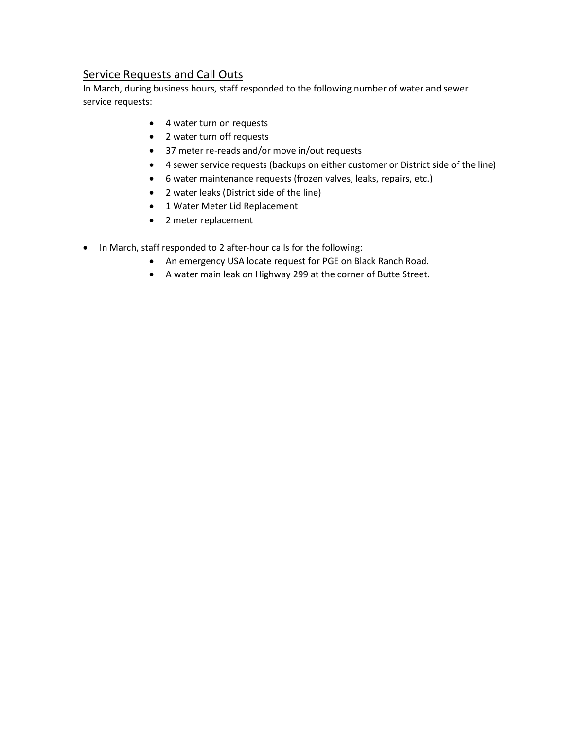## Service Requests and Call Outs

In March, during business hours, staff responded to the following number of water and sewer service requests:

- 4 water turn on requests
- 2 water turn off requests
- 37 meter re-reads and/or move in/out requests
- 4 sewer service requests (backups on either customer or District side of the line)
- 6 water maintenance requests (frozen valves, leaks, repairs, etc.)
- 2 water leaks (District side of the line)
- 1 Water Meter Lid Replacement
- 2 meter replacement

- In March, staff responded to 2 after-hour calls for the following:
  - An emergency USA locate request for PGE on Black Ranch Road.
  - A water main leak on Highway 299 at the corner of Butte Street.